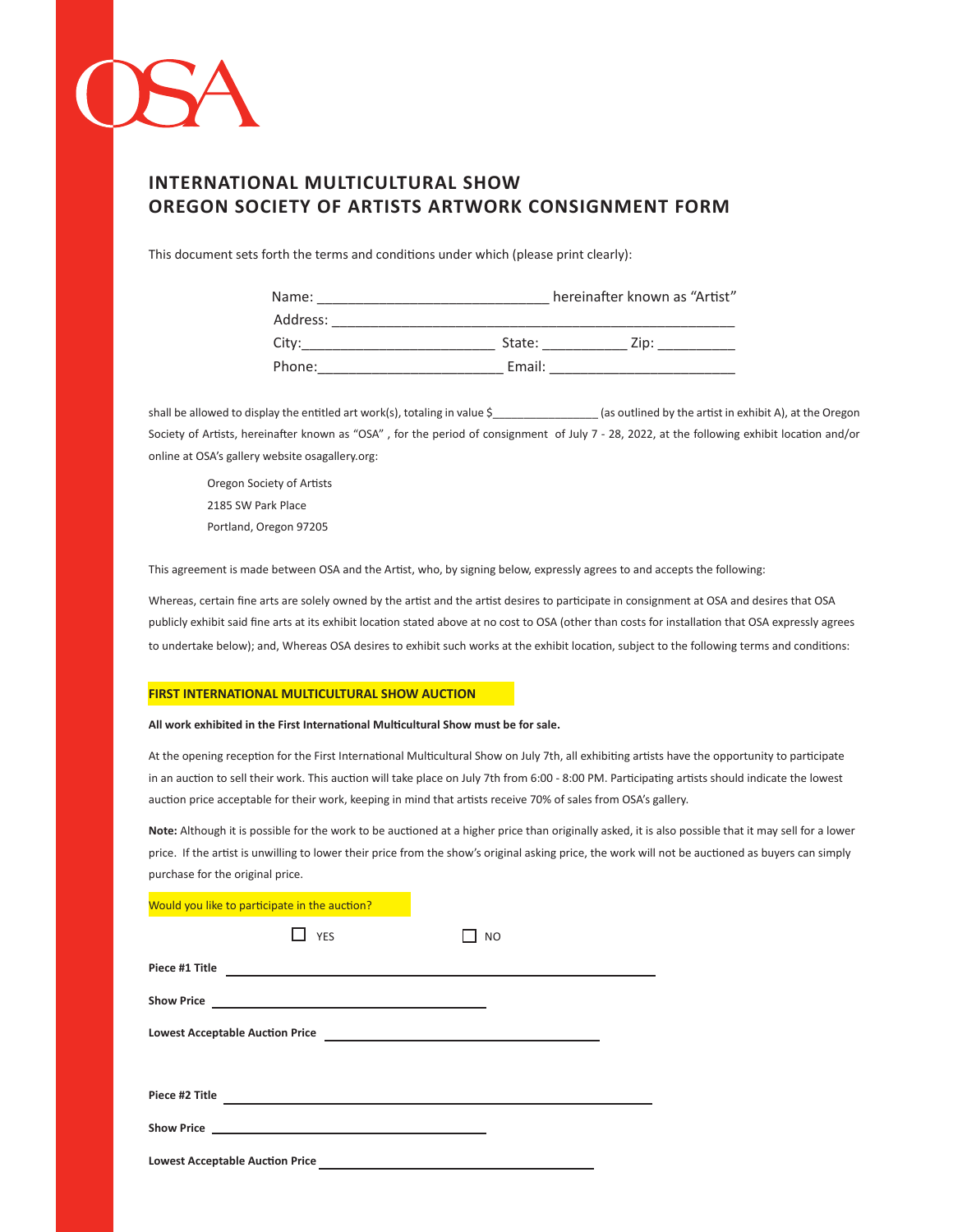OSA

# INTERNATIONAL MULTICULTURAL SHOW
# OREGON SOCIETY OF ARTISTS ARTWORK CONSIGNMENT FORM

This document sets forth the terms and conditions under which (please print clearly):

Name: ______________________________ hereinafter known as "Artist"
Address: ____________________________________________________
City:__________________________ State: ___________ Zip: __________
Phone:________________________ Email: ________________________

shall be allowed to display the entitled art work(s), totaling in value $_________________ (as outlined by the artist in exhibit A), at the Oregon Society of Artists, hereinafter known as "OSA" , for the period of consignment of July 7 - 28, 2022, at the following exhibit location and/or online at OSA's gallery website osagallery.org:

Oregon Society of Artists
2185 SW Park Place
Portland, Oregon 97205

This agreement is made between OSA and the Artist, who, by signing below, expressly agrees to and accepts the following:

Whereas, certain fine arts are solely owned by the artist and the artist desires to participate in consignment at OSA and desires that OSA publicly exhibit said fine arts at its exhibit location stated above at no cost to OSA (other than costs for installation that OSA expressly agrees to undertake below); and, Whereas OSA desires to exhibit such works at the exhibit location, subject to the following terms and conditions:

## FIRST INTERNATIONAL MULTICULTURAL SHOW AUCTION

**All work exhibited in the First International Multicultural Show must be for sale.**

At the opening reception for the First International Multicultural Show on July 7th, all exhibiting artists have the opportunity to participate in an auction to sell their work. This auction will take place on July 7th from 6:00 - 8:00 PM. Participating artists should indicate the lowest auction price acceptable for their work, keeping in mind that artists receive 70% of sales from OSA's gallery.

**Note:** Although it is possible for the work to be auctioned at a higher price than originally asked, it is also possible that it may sell for a lower price. If the artist is unwilling to lower their price from the show's original asking price, the work will not be auctioned as buyers can simply purchase for the original price.

Would you like to participate in the auction?

☐ YES ☐ NO

**Piece #1 Title** ______________________________________________

**Show Price** ______________________________

**Lowest Acceptable Auction Price** ______________________________

**Piece #2 Title** ______________________________________________

**Show Price** ______________________________

**Lowest Acceptable Auction Price** ______________________________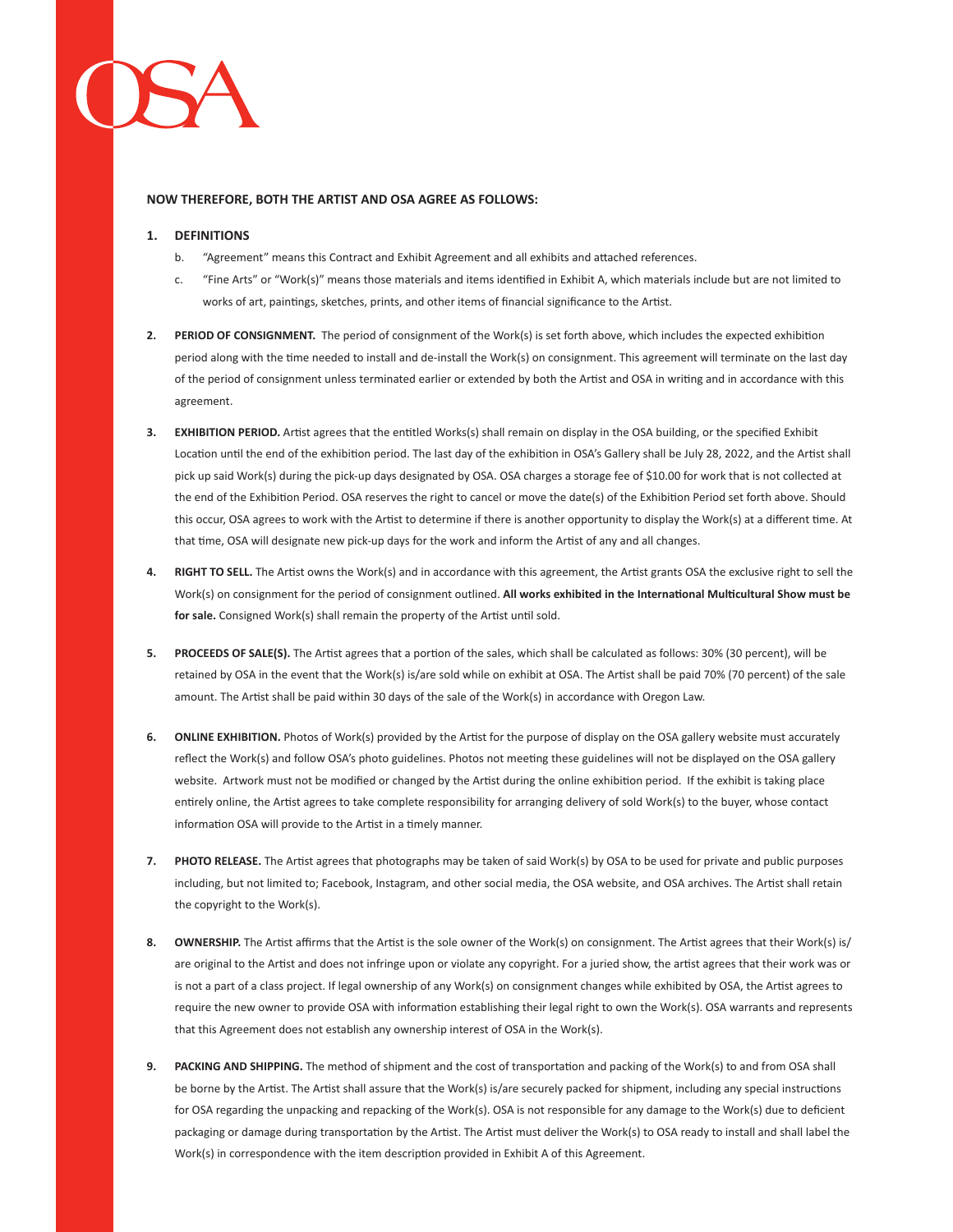**NOW THEREFORE, BOTH THE ARTIST AND OSA AGREE AS FOLLOWS:**

1. **DEFINITIONS**

   b. "Agreement" means this Contract and Exhibit Agreement and all exhibits and attached references.

   c. "Fine Arts" or "Work(s)" means those materials and items identified in Exhibit A, which materials include but are not limited to works of art, paintings, sketches, prints, and other items of financial significance to the Artist.

2. **PERIOD OF CONSIGNMENT.** The period of consignment of the Work(s) is set forth above, which includes the expected exhibition period along with the time needed to install and de-install the Work(s) on consignment. This agreement will terminate on the last day of the period of consignment unless terminated earlier or extended by both the Artist and OSA in writing and in accordance with this agreement.

3. **EXHIBITION PERIOD.** Artist agrees that the entitled Works(s) shall remain on display in the OSA building, or the specified Exhibit Location until the end of the exhibition period. The last day of the exhibition in OSA's Gallery shall be July 28, 2022, and the Artist shall pick up said Work(s) during the pick-up days designated by OSA. OSA charges a storage fee of $10.00 for work that is not collected at the end of the Exhibition Period. OSA reserves the right to cancel or move the date(s) of the Exhibition Period set forth above. Should this occur, OSA agrees to work with the Artist to determine if there is another opportunity to display the Work(s) at a different time. At that time, OSA will designate new pick-up days for the work and inform the Artist of any and all changes.

4. **RIGHT TO SELL.** The Artist owns the Work(s) and in accordance with this agreement, the Artist grants OSA the exclusive right to sell the Work(s) on consignment for the period of consignment outlined. **All works exhibited in the International Multicultural Show must be for sale.** Consigned Work(s) shall remain the property of the Artist until sold.

5. **PROCEEDS OF SALE(S).** The Artist agrees that a portion of the sales, which shall be calculated as follows: 30% (30 percent), will be retained by OSA in the event that the Work(s) is/are sold while on exhibit at OSA. The Artist shall be paid 70% (70 percent) of the sale amount. The Artist shall be paid within 30 days of the sale of the Work(s) in accordance with Oregon Law.

6. **ONLINE EXHIBITION.** Photos of Work(s) provided by the Artist for the purpose of display on the OSA gallery website must accurately reflect the Work(s) and follow OSA's photo guidelines. Photos not meeting these guidelines will not be displayed on the OSA gallery website. Artwork must not be modified or changed by the Artist during the online exhibition period. If the exhibit is taking place entirely online, the Artist agrees to take complete responsibility for arranging delivery of sold Work(s) to the buyer, whose contact information OSA will provide to the Artist in a timely manner.

7. **PHOTO RELEASE.** The Artist agrees that photographs may be taken of said Work(s) by OSA to be used for private and public purposes including, but not limited to; Facebook, Instagram, and other social media, the OSA website, and OSA archives. The Artist shall retain the copyright to the Work(s).

8. **OWNERSHIP.** The Artist affirms that the Artist is the sole owner of the Work(s) on consignment. The Artist agrees that their Work(s) is/are original to the Artist and does not infringe upon or violate any copyright. For a juried show, the artist agrees that their work was or is not a part of a class project. If legal ownership of any Work(s) on consignment changes while exhibited by OSA, the Artist agrees to require the new owner to provide OSA with information establishing their legal right to own the Work(s). OSA warrants and represents that this Agreement does not establish any ownership interest of OSA in the Work(s).

9. **PACKING AND SHIPPING.** The method of shipment and the cost of transportation and packing of the Work(s) to and from OSA shall be borne by the Artist. The Artist shall assure that the Work(s) is/are securely packed for shipment, including any special instructions for OSA regarding the unpacking and repacking of the Work(s). OSA is not responsible for any damage to the Work(s) due to deficient packaging or damage during transportation by the Artist. The Artist must deliver the Work(s) to OSA ready to install and shall label the Work(s) in correspondence with the item description provided in Exhibit A of this Agreement.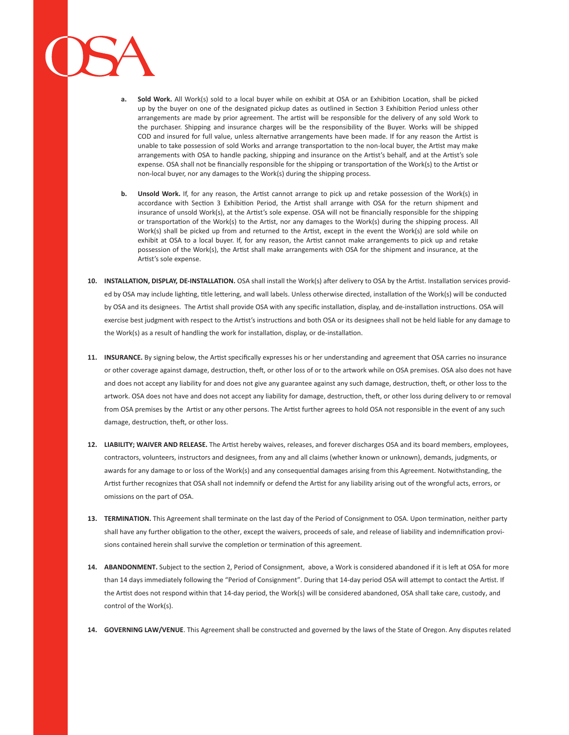a. **Sold Work.** All Work(s) sold to a local buyer while on exhibit at OSA or an Exhibition Location, shall be picked up by the buyer on one of the designated pickup dates as outlined in Section 3 Exhibition Period unless other arrangements are made by prior agreement. The artist will be responsible for the delivery of any sold Work to the purchaser. Shipping and insurance charges will be the responsibility of the Buyer. Works will be shipped COD and insured for full value, unless alternative arrangements have been made. If for any reason the Artist is unable to take possession of sold Works and arrange transportation to the non-local buyer, the Artist may make arrangements with OSA to handle packing, shipping and insurance on the Artist's behalf, and at the Artist's sole expense. OSA shall not be financially responsible for the shipping or transportation of the Work(s) to the Artist or non-local buyer, nor any damages to the Work(s) during the shipping process.

b. **Unsold Work.** If, for any reason, the Artist cannot arrange to pick up and retake possession of the Work(s) in accordance with Section 3 Exhibition Period, the Artist shall arrange with OSA for the return shipment and insurance of unsold Work(s), at the Artist's sole expense. OSA will not be financially responsible for the shipping or transportation of the Work(s) to the Artist, nor any damages to the Work(s) during the shipping process. All Work(s) shall be picked up from and returned to the Artist, except in the event the Work(s) are sold while on exhibit at OSA to a local buyer. If, for any reason, the Artist cannot make arrangements to pick up and retake possession of the Work(s), the Artist shall make arrangements with OSA for the shipment and insurance, at the Artist's sole expense.

10. **INSTALLATION, DISPLAY, DE-INSTALLATION.** OSA shall install the Work(s) after delivery to OSA by the Artist. Installation services provided by OSA may include lighting, title lettering, and wall labels. Unless otherwise directed, installation of the Work(s) will be conducted by OSA and its designees. The Artist shall provide OSA with any specific installation, display, and de-installation instructions. OSA will exercise best judgment with respect to the Artist's instructions and both OSA or its designees shall not be held liable for any damage to the Work(s) as a result of handling the work for installation, display, or de-installation.

11. **INSURANCE.** By signing below, the Artist specifically expresses his or her understanding and agreement that OSA carries no insurance or other coverage against damage, destruction, theft, or other loss of or to the artwork while on OSA premises. OSA also does not have and does not accept any liability for and does not give any guarantee against any such damage, destruction, theft, or other loss to the artwork. OSA does not have and does not accept any liability for damage, destruction, theft, or other loss during delivery to or removal from OSA premises by the Artist or any other persons. The Artist further agrees to hold OSA not responsible in the event of any such damage, destruction, theft, or other loss.

12. **LIABILITY; WAIVER AND RELEASE.** The Artist hereby waives, releases, and forever discharges OSA and its board members, employees, contractors, volunteers, instructors and designees, from any and all claims (whether known or unknown), demands, judgments, or awards for any damage to or loss of the Work(s) and any consequential damages arising from this Agreement. Notwithstanding, the Artist further recognizes that OSA shall not indemnify or defend the Artist for any liability arising out of the wrongful acts, errors, or omissions on the part of OSA.

13. **TERMINATION.** This Agreement shall terminate on the last day of the Period of Consignment to OSA. Upon termination, neither party shall have any further obligation to the other, except the waivers, proceeds of sale, and release of liability and indemnification provisions contained herein shall survive the completion or termination of this agreement.

14. **ABANDONMENT.** Subject to the section 2, Period of Consignment, above, a Work is considered abandoned if it is left at OSA for more than 14 days immediately following the "Period of Consignment". During that 14-day period OSA will attempt to contact the Artist. If the Artist does not respond within that 14-day period, the Work(s) will be considered abandoned, OSA shall take care, custody, and control of the Work(s).

14. **GOVERNING LAW/VENUE**. This Agreement shall be constructed and governed by the laws of the State of Oregon. Any disputes related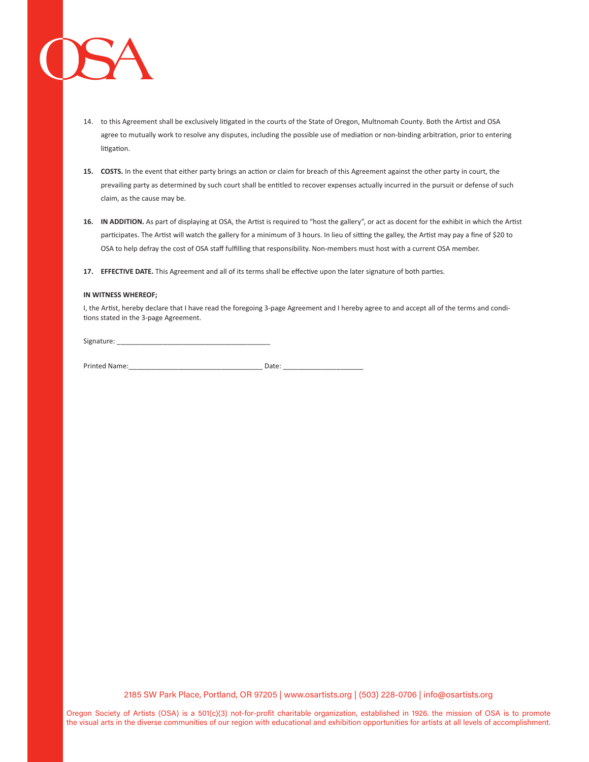14. to this Agreement shall be exclusively litigated in the courts of the State of Oregon, Multnomah County. Both the Artist and OSA agree to mutually work to resolve any disputes, including the possible use of mediation or non-binding arbitration, prior to entering litigation.

15. **COSTS.** In the event that either party brings an action or claim for breach of this Agreement against the other party in court, the prevailing party as determined by such court shall be entitled to recover expenses actually incurred in the pursuit or defense of such claim, as the cause may be.

16. **IN ADDITION.** As part of displaying at OSA, the Artist is required to "host the gallery", or act as docent for the exhibit in which the Artist participates. The Artist will watch the gallery for a minimum of 3 hours. In lieu of sitting the galley, the Artist may pay a fine of $20 to OSA to help defray the cost of OSA staff fulfilling that responsibility. Non-members must host with a current OSA member.

17. **EFFECTIVE DATE.** This Agreement and all of its terms shall be effective upon the later signature of both parties.

**IN WITNESS WHEREOF;**

I, the Artist, hereby declare that I have read the foregoing 3-page Agreement and I hereby agree to and accept all of the terms and conditions stated in the 3-page Agreement.

Signature: ________________________________________

Printed Name:___________________________________ Date: ____________________

2185 SW Park Place, Portland, OR 97205 | www.osartists.org | (503) 228-0706 | info@osartists.org

Oregon Society of Artists (OSA) is a 501(c)(3) not-for-profit charitable organization, established in 1926. the mission of OSA is to promote the visual arts in the diverse communities of our region with educational and exhibition opportunities for artists at all levels of accomplishment.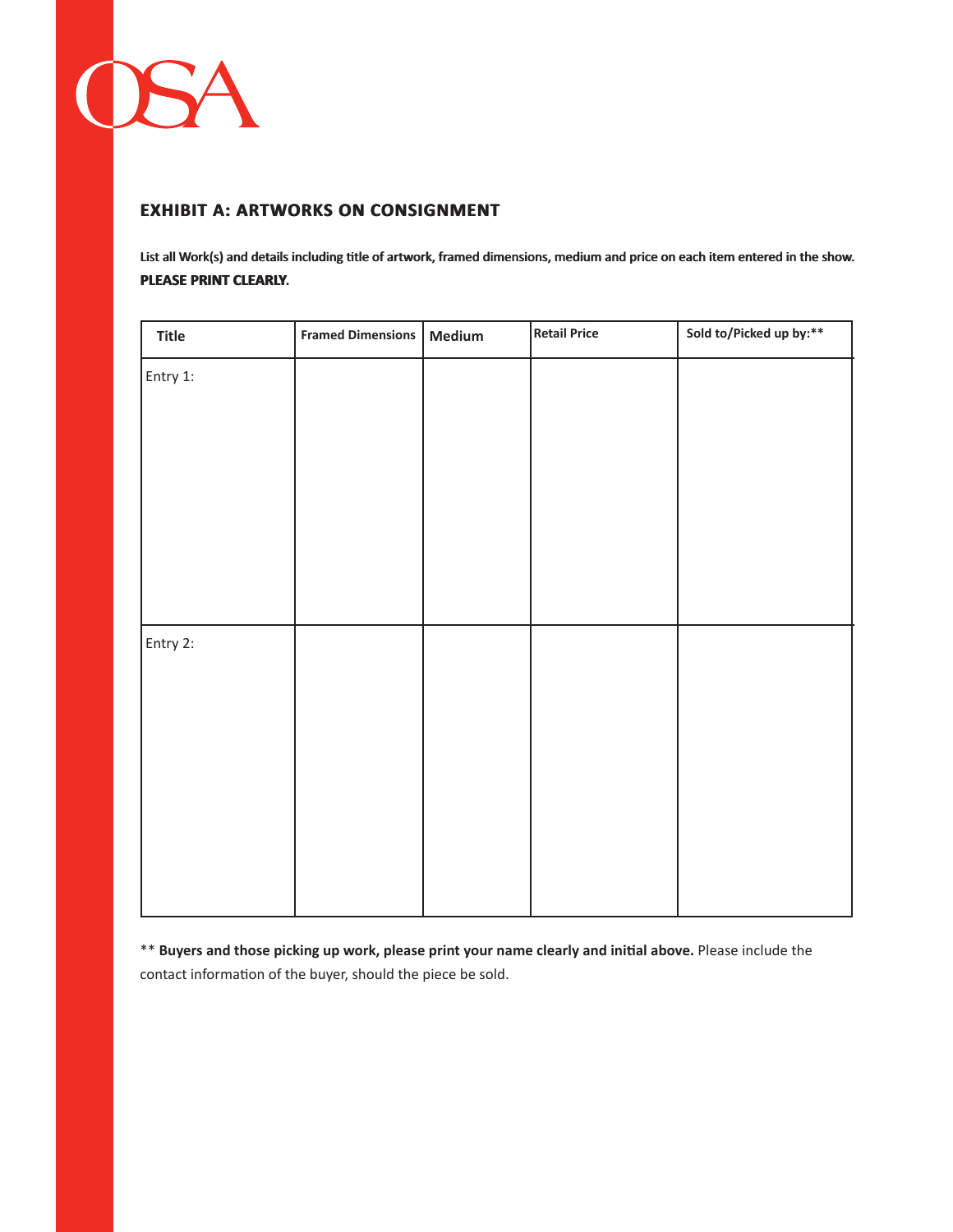OSA

## EXHIBIT A: ARTWORKS ON CONSIGNMENT

**List all Work(s) and details including title of artwork, framed dimensions, medium and price on each item entered in the show.**
**PLEASE PRINT CLEARLY.**

| Title | Framed Dimensions | Medium | Retail Price | Sold to/Picked up by:** |
|---|---|---|---|---|
| Entry 1: | | | | |
| Entry 2: | | | | |

** **Buyers and those picking up work, please print your name clearly and initial above.** Please include the contact information of the buyer, should the piece be sold.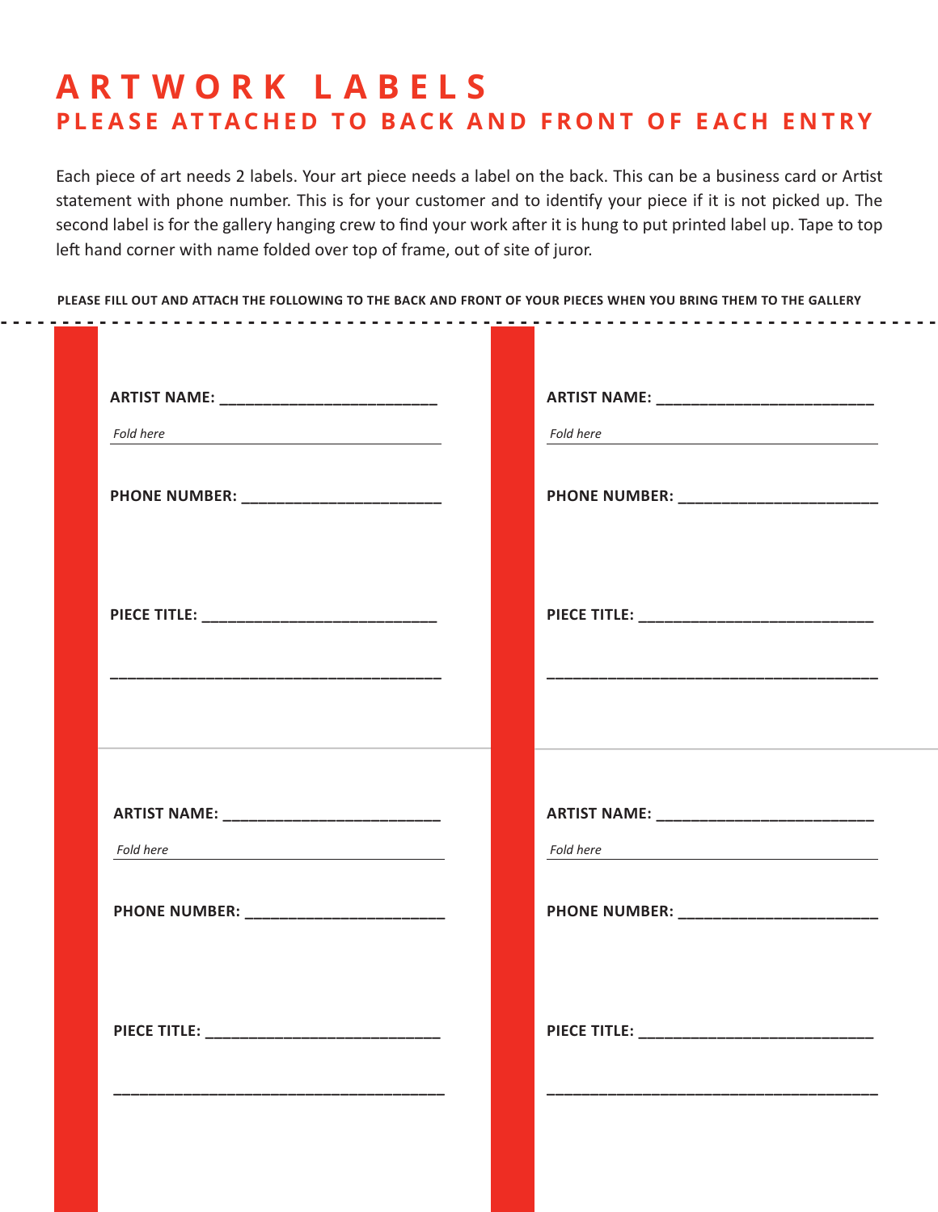# ARTWORK LABELS

## PLEASE ATTACHED TO BACK AND FRONT OF EACH ENTRY

Each piece of art needs 2 labels. Your art piece needs a label on the back. This can be a business card or Artist statement with phone number. This is for your customer and to identify your piece if it is not picked up. The second label is for the gallery hanging crew to find your work after it is hung to put printed label up. Tape to top left hand corner with name folded over top of frame, out of site of juror.

**PLEASE FILL OUT AND ATTACH THE FOLLOWING TO THE BACK AND FRONT OF YOUR PIECES WHEN YOU BRING THEM TO THE GALLERY**

---

**ARTIST NAME:** ___________________________

*Fold here*

**PHONE NUMBER:** _________________________

**PIECE TITLE:** ____________________________

_________________________________________

---

**ARTIST NAME:** ___________________________

*Fold here*

**PHONE NUMBER:** _________________________

**PIECE TITLE:** ____________________________

_________________________________________

---

**ARTIST NAME:** ___________________________

*Fold here*

**PHONE NUMBER:** _________________________

**PIECE TITLE:** ____________________________

_________________________________________

---

**ARTIST NAME:** ___________________________

*Fold here*

**PHONE NUMBER:** _________________________

**PIECE TITLE:** ____________________________

_________________________________________